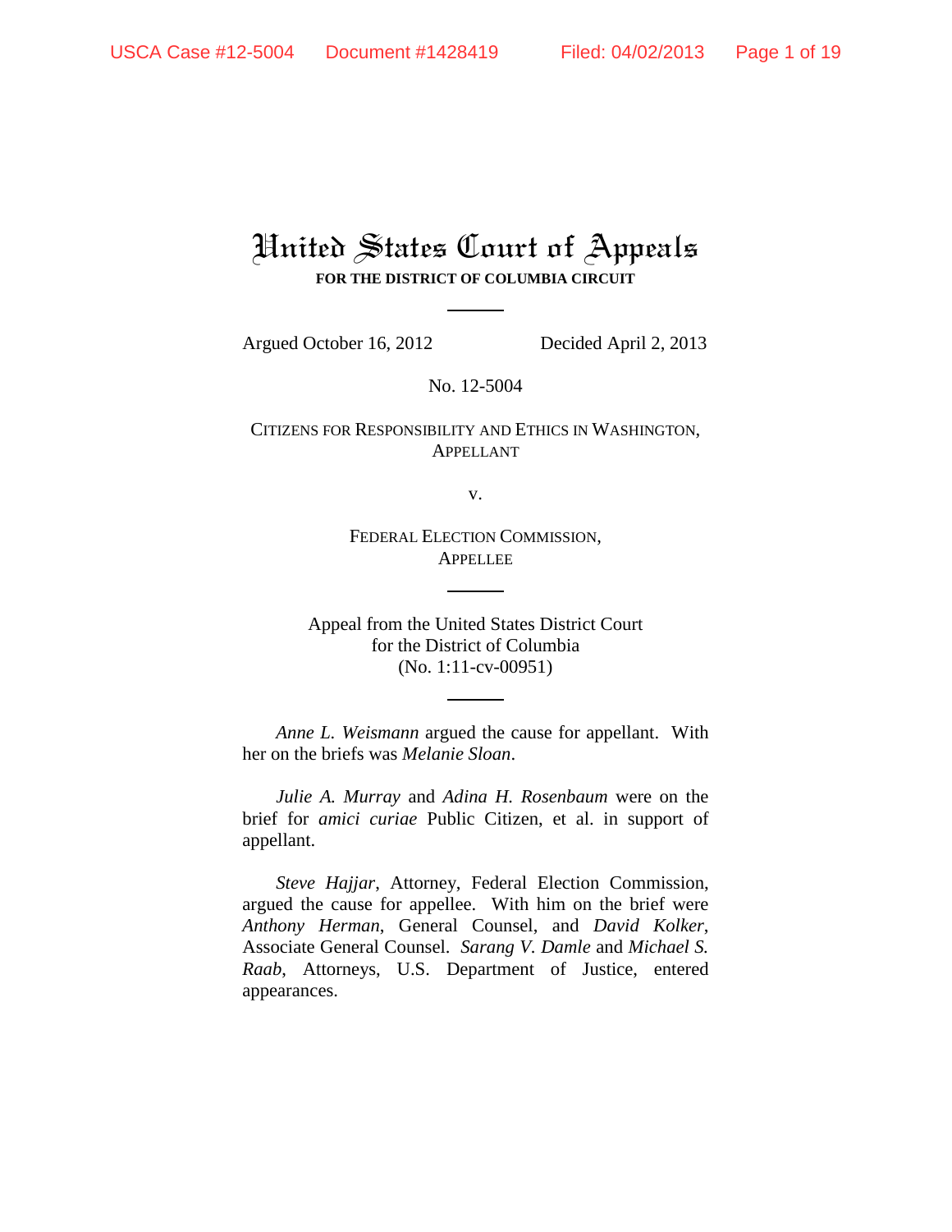# United States Court of Appeals

**FOR THE DISTRICT OF COLUMBIA CIRCUIT**

Argued October 16, 2012 Decided April 2, 2013

No. 12-5004

CITIZENS FOR RESPONSIBILITY AND ETHICS IN WASHINGTON,
APPELLANT

v.

FEDERAL ELECTION COMMISSION,
APPELLEE

Appeal from the United States District Court
for the District of Columbia
(No. 1:11-cv-00951)

*Anne L. Weismann* argued the cause for appellant. With her on the briefs was *Melanie Sloan*.

*Julie A. Murray* and *Adina H. Rosenbaum* were on the brief for *amici curiae* Public Citizen, et al. in support of appellant.

*Steve Hajjar*, Attorney, Federal Election Commission, argued the cause for appellee. With him on the brief were *Anthony Herman*, General Counsel, and *David Kolker*, Associate General Counsel. *Sarang V. Damle* and *Michael S. Raab*, Attorneys, U.S. Department of Justice, entered appearances.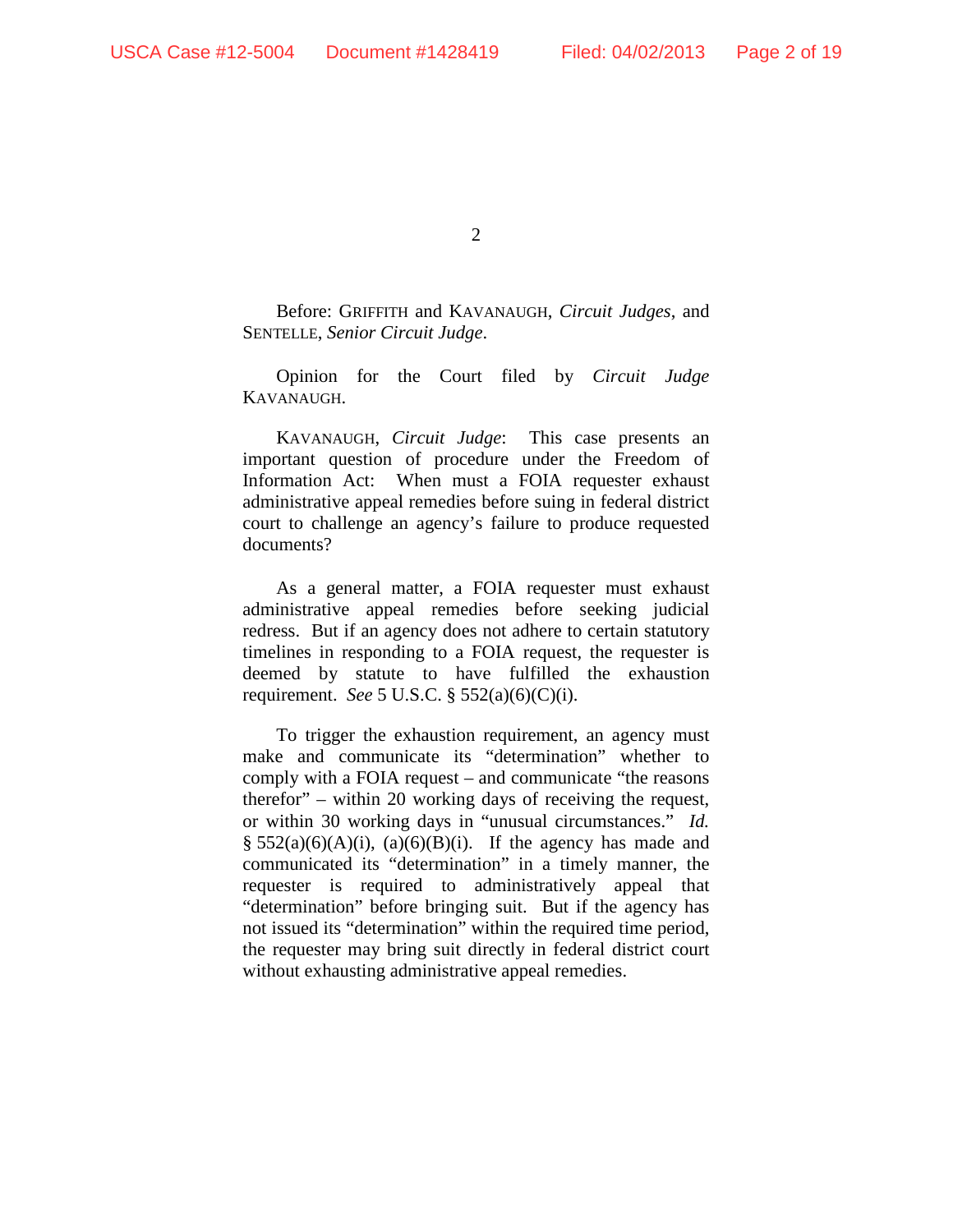Before: GRIFFITH and KAVANAUGH, *Circuit Judges*, and SENTELLE, *Senior Circuit Judge*.

Opinion for the Court filed by *Circuit Judge* KAVANAUGH.

KAVANAUGH, *Circuit Judge*: This case presents an important question of procedure under the Freedom of Information Act: When must a FOIA requester exhaust administrative appeal remedies before suing in federal district court to challenge an agency's failure to produce requested documents?

As a general matter, a FOIA requester must exhaust administrative appeal remedies before seeking judicial redress. But if an agency does not adhere to certain statutory timelines in responding to a FOIA request, the requester is deemed by statute to have fulfilled the exhaustion requirement. *See* 5 U.S.C. § 552(a)(6)(C)(i).

To trigger the exhaustion requirement, an agency must make and communicate its "determination" whether to comply with a FOIA request – and communicate "the reasons therefor" – within 20 working days of receiving the request, or within 30 working days in "unusual circumstances." *Id.* § 552(a)(6)(A)(i), (a)(6)(B)(i). If the agency has made and communicated its "determination" in a timely manner, the requester is required to administratively appeal that "determination" before bringing suit. But if the agency has not issued its "determination" within the required time period, the requester may bring suit directly in federal district court without exhausting administrative appeal remedies.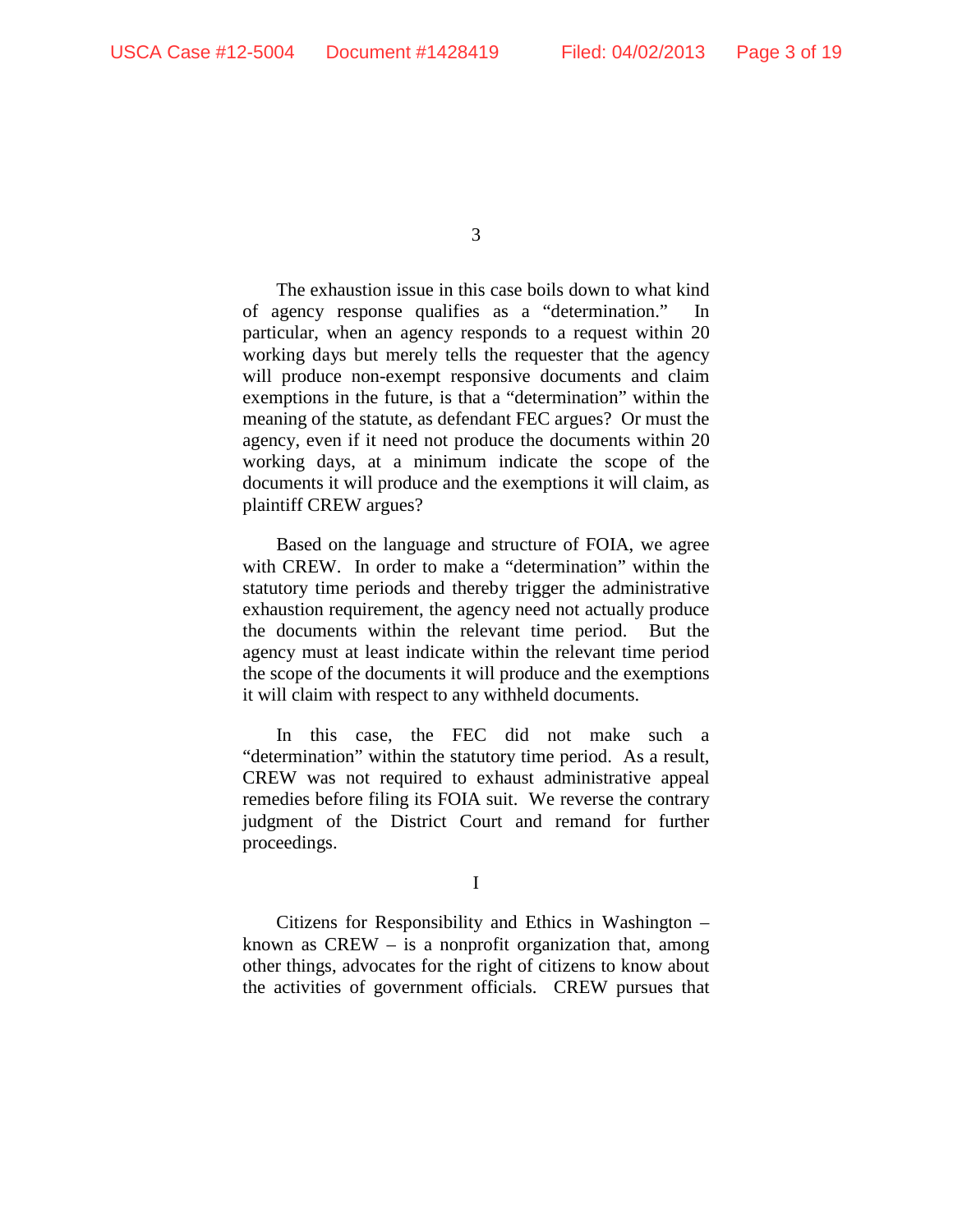The exhaustion issue in this case boils down to what kind of agency response qualifies as a "determination." In particular, when an agency responds to a request within 20 working days but merely tells the requester that the agency will produce non-exempt responsive documents and claim exemptions in the future, is that a "determination" within the meaning of the statute, as defendant FEC argues? Or must the agency, even if it need not produce the documents within 20 working days, at a minimum indicate the scope of the documents it will produce and the exemptions it will claim, as plaintiff CREW argues?

Based on the language and structure of FOIA, we agree with CREW. In order to make a "determination" within the statutory time periods and thereby trigger the administrative exhaustion requirement, the agency need not actually produce the documents within the relevant time period. But the agency must at least indicate within the relevant time period the scope of the documents it will produce and the exemptions it will claim with respect to any withheld documents.

In this case, the FEC did not make such a "determination" within the statutory time period. As a result, CREW was not required to exhaust administrative appeal remedies before filing its FOIA suit. We reverse the contrary judgment of the District Court and remand for further proceedings.

# I

Citizens for Responsibility and Ethics in Washington – known as CREW – is a nonprofit organization that, among other things, advocates for the right of citizens to know about the activities of government officials. CREW pursues that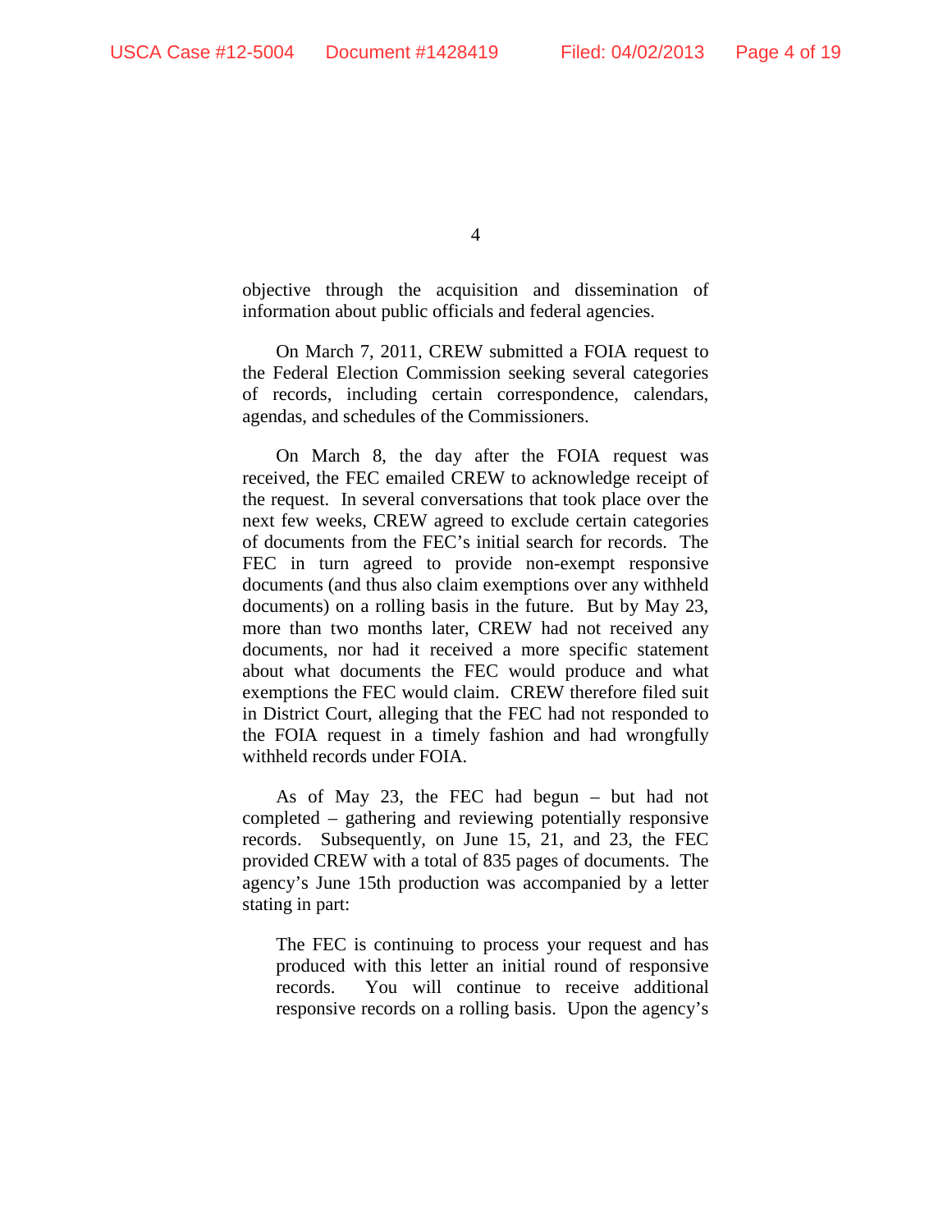objective through the acquisition and dissemination of information about public officials and federal agencies.

On March 7, 2011, CREW submitted a FOIA request to the Federal Election Commission seeking several categories of records, including certain correspondence, calendars, agendas, and schedules of the Commissioners.

On March 8, the day after the FOIA request was received, the FEC emailed CREW to acknowledge receipt of the request. In several conversations that took place over the next few weeks, CREW agreed to exclude certain categories of documents from the FEC's initial search for records. The FEC in turn agreed to provide non-exempt responsive documents (and thus also claim exemptions over any withheld documents) on a rolling basis in the future. But by May 23, more than two months later, CREW had not received any documents, nor had it received a more specific statement about what documents the FEC would produce and what exemptions the FEC would claim. CREW therefore filed suit in District Court, alleging that the FEC had not responded to the FOIA request in a timely fashion and had wrongfully withheld records under FOIA.

As of May 23, the FEC had begun – but had not completed – gathering and reviewing potentially responsive records. Subsequently, on June 15, 21, and 23, the FEC provided CREW with a total of 835 pages of documents. The agency's June 15th production was accompanied by a letter stating in part:

> The FEC is continuing to process your request and has produced with this letter an initial round of responsive records. You will continue to receive additional responsive records on a rolling basis. Upon the agency's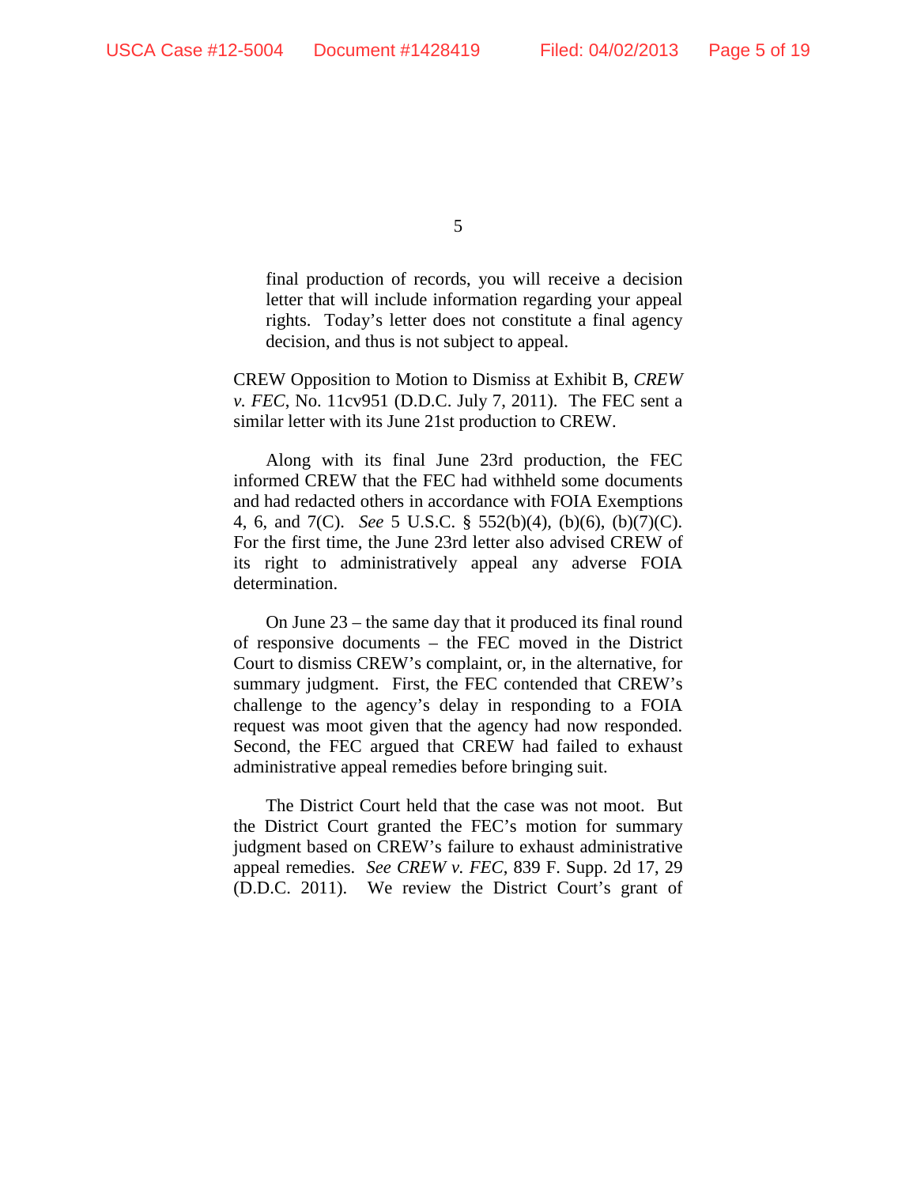> final production of records, you will receive a decision letter that will include information regarding your appeal rights. Today's letter does not constitute a final agency decision, and thus is not subject to appeal.

CREW Opposition to Motion to Dismiss at Exhibit B, *CREW v. FEC*, No. 11cv951 (D.D.C. July 7, 2011). The FEC sent a similar letter with its June 21st production to CREW.

Along with its final June 23rd production, the FEC informed CREW that the FEC had withheld some documents and had redacted others in accordance with FOIA Exemptions 4, 6, and 7(C). *See* 5 U.S.C. § 552(b)(4), (b)(6), (b)(7)(C). For the first time, the June 23rd letter also advised CREW of its right to administratively appeal any adverse FOIA determination.

On June 23 – the same day that it produced its final round of responsive documents – the FEC moved in the District Court to dismiss CREW's complaint, or, in the alternative, for summary judgment. First, the FEC contended that CREW's challenge to the agency's delay in responding to a FOIA request was moot given that the agency had now responded. Second, the FEC argued that CREW had failed to exhaust administrative appeal remedies before bringing suit.

The District Court held that the case was not moot. But the District Court granted the FEC's motion for summary judgment based on CREW's failure to exhaust administrative appeal remedies. *See CREW v. FEC*, 839 F. Supp. 2d 17, 29 (D.D.C. 2011). We review the District Court's grant of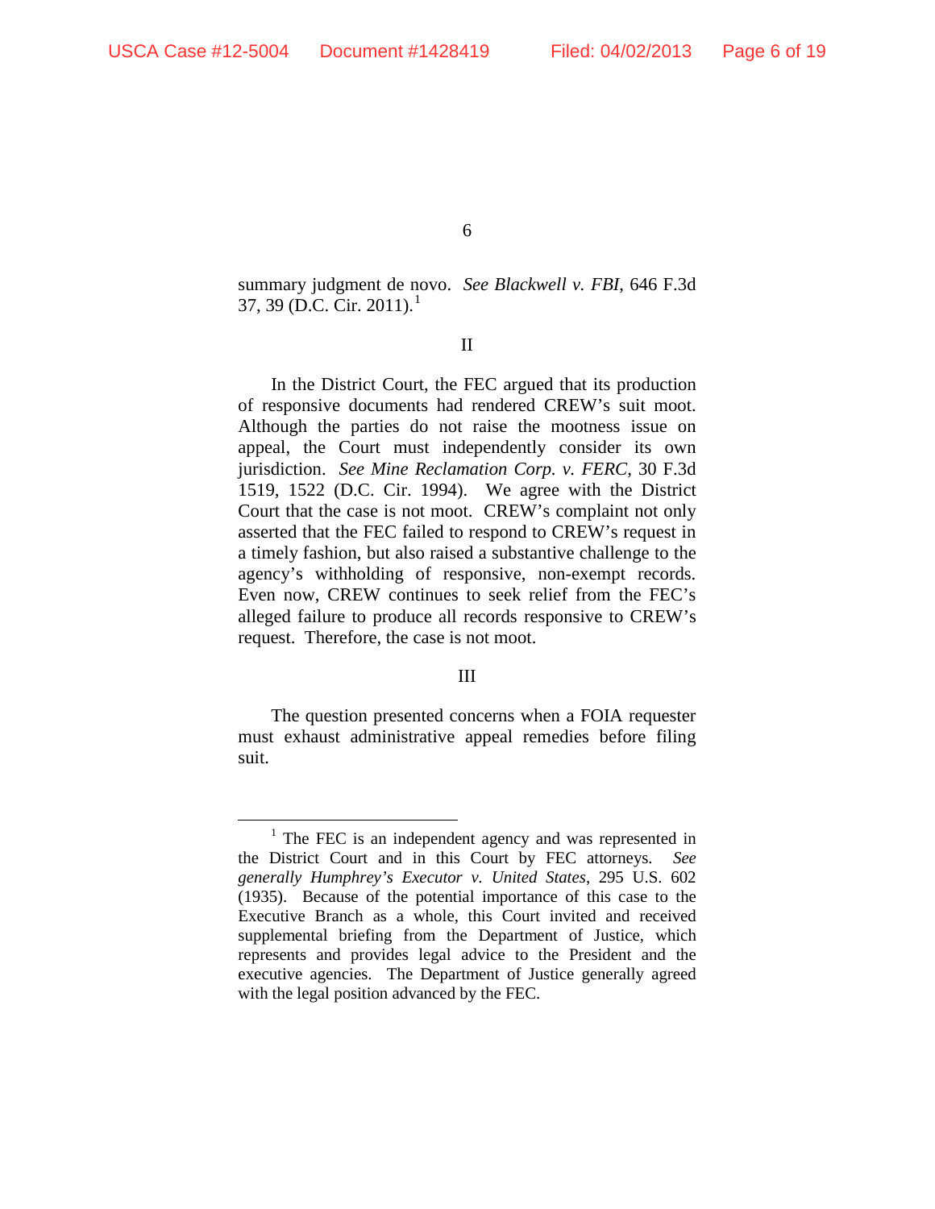summary judgment de novo. *See Blackwell v. FBI*, 646 F.3d 37, 39 (D.C. Cir. 2011).[1]

## II

In the District Court, the FEC argued that its production of responsive documents had rendered CREW's suit moot. Although the parties do not raise the mootness issue on appeal, the Court must independently consider its own jurisdiction. *See Mine Reclamation Corp. v. FERC*, 30 F.3d 1519, 1522 (D.C. Cir. 1994). We agree with the District Court that the case is not moot. CREW's complaint not only asserted that the FEC failed to respond to CREW's request in a timely fashion, but also raised a substantive challenge to the agency's withholding of responsive, non-exempt records. Even now, CREW continues to seek relief from the FEC's alleged failure to produce all records responsive to CREW's request. Therefore, the case is not moot.

## III

The question presented concerns when a FOIA requester must exhaust administrative appeal remedies before filing suit.

---

[1] The FEC is an independent agency and was represented in the District Court and in this Court by FEC attorneys. *See generally Humphrey's Executor v. United States*, 295 U.S. 602 (1935). Because of the potential importance of this case to the Executive Branch as a whole, this Court invited and received supplemental briefing from the Department of Justice, which represents and provides legal advice to the President and the executive agencies. The Department of Justice generally agreed with the legal position advanced by the FEC.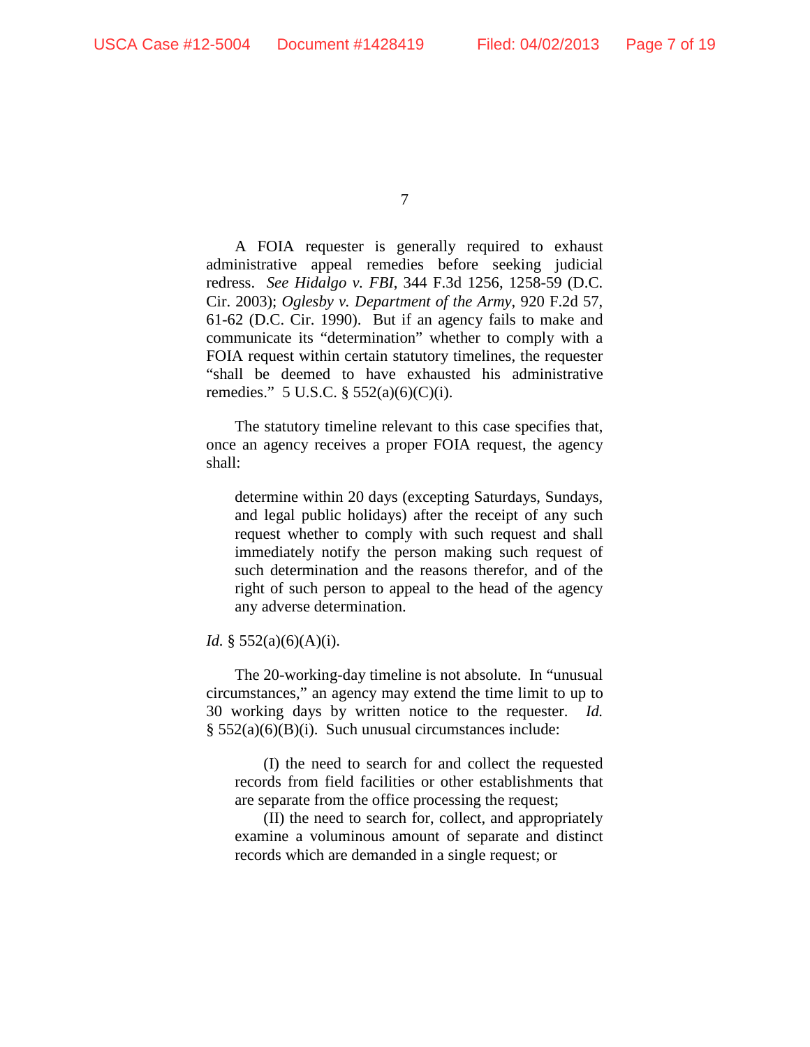A FOIA requester is generally required to exhaust administrative appeal remedies before seeking judicial redress. *See Hidalgo v. FBI*, 344 F.3d 1256, 1258-59 (D.C. Cir. 2003); *Oglesby v. Department of the Army*, 920 F.2d 57, 61-62 (D.C. Cir. 1990). But if an agency fails to make and communicate its "determination" whether to comply with a FOIA request within certain statutory timelines, the requester "shall be deemed to have exhausted his administrative remedies." 5 U.S.C. § 552(a)(6)(C)(i).

The statutory timeline relevant to this case specifies that, once an agency receives a proper FOIA request, the agency shall:

> determine within 20 days (excepting Saturdays, Sundays, and legal public holidays) after the receipt of any such request whether to comply with such request and shall immediately notify the person making such request of such determination and the reasons therefor, and of the right of such person to appeal to the head of the agency any adverse determination.

*Id.* § 552(a)(6)(A)(i).

The 20-working-day timeline is not absolute. In "unusual circumstances," an agency may extend the time limit to up to 30 working days by written notice to the requester. *Id.* § 552(a)(6)(B)(i). Such unusual circumstances include:

> (I) the need to search for and collect the requested records from field facilities or other establishments that are separate from the office processing the request;
>
> (II) the need to search for, collect, and appropriately examine a voluminous amount of separate and distinct records which are demanded in a single request; or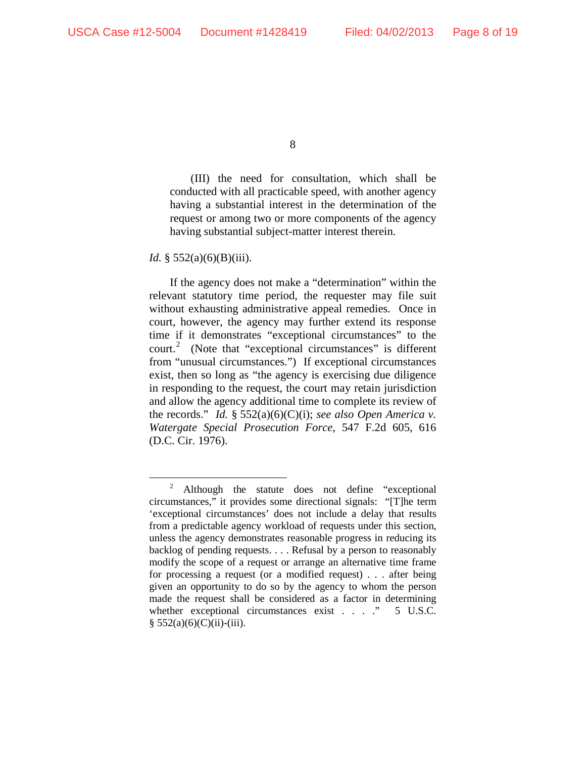> (III) the need for consultation, which shall be conducted with all practicable speed, with another agency having a substantial interest in the determination of the request or among two or more components of the agency having substantial subject-matter interest therein.

*Id.* § 552(a)(6)(B)(iii).

If the agency does not make a "determination" within the relevant statutory time period, the requester may file suit without exhausting administrative appeal remedies. Once in court, however, the agency may further extend its response time if it demonstrates "exceptional circumstances" to the court.[2] (Note that "exceptional circumstances" is different from "unusual circumstances.") If exceptional circumstances exist, then so long as "the agency is exercising due diligence in responding to the request, the court may retain jurisdiction and allow the agency additional time to complete its review of the records." *Id.* § 552(a)(6)(C)(i); *see also Open America v. Watergate Special Prosecution Force*, 547 F.2d 605, 616 (D.C. Cir. 1976).

---

[2] Although the statute does not define "exceptional circumstances," it provides some directional signals: "[T]he term 'exceptional circumstances' does not include a delay that results from a predictable agency workload of requests under this section, unless the agency demonstrates reasonable progress in reducing its backlog of pending requests. . . . Refusal by a person to reasonably modify the scope of a request or arrange an alternative time frame for processing a request (or a modified request) . . . after being given an opportunity to do so by the agency to whom the person made the request shall be considered as a factor in determining whether exceptional circumstances exist . . . ." 5 U.S.C. § 552(a)(6)(C)(ii)-(iii).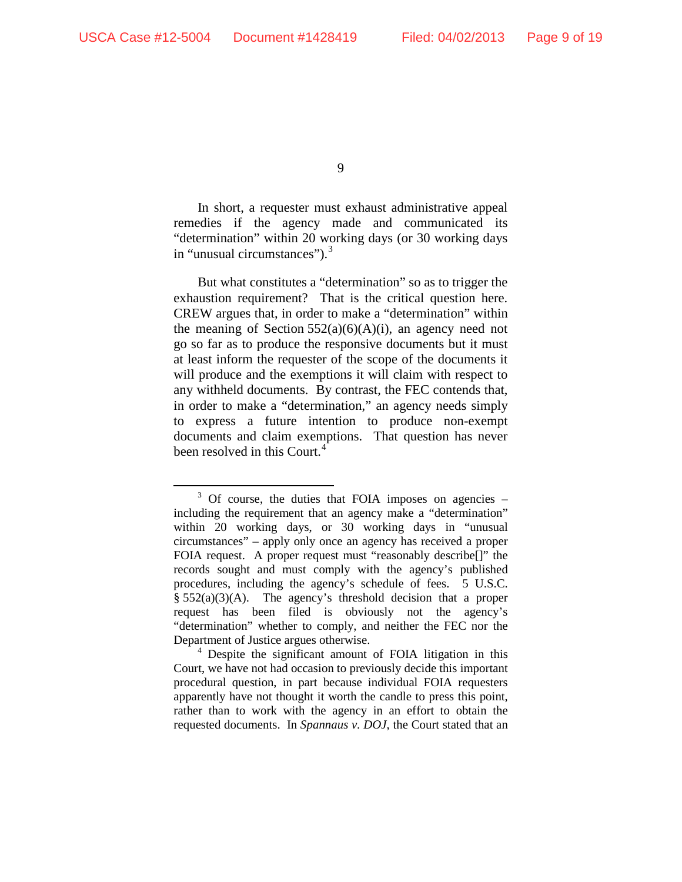In short, a requester must exhaust administrative appeal remedies if the agency made and communicated its "determination" within 20 working days (or 30 working days in "unusual circumstances").[3]

But what constitutes a "determination" so as to trigger the exhaustion requirement? That is the critical question here. CREW argues that, in order to make a "determination" within the meaning of Section 552(a)(6)(A)(i), an agency need not go so far as to produce the responsive documents but it must at least inform the requester of the scope of the documents it will produce and the exemptions it will claim with respect to any withheld documents. By contrast, the FEC contends that, in order to make a "determination," an agency needs simply to express a future intention to produce non-exempt documents and claim exemptions. That question has never been resolved in this Court.[4]

---

[3] Of course, the duties that FOIA imposes on agencies – including the requirement that an agency make a "determination" within 20 working days, or 30 working days in "unusual circumstances" – apply only once an agency has received a proper FOIA request. A proper request must "reasonably describe[]" the records sought and must comply with the agency's published procedures, including the agency's schedule of fees. 5 U.S.C. § 552(a)(3)(A). The agency's threshold decision that a proper request has been filed is obviously not the agency's "determination" whether to comply, and neither the FEC nor the Department of Justice argues otherwise.

[4] Despite the significant amount of FOIA litigation in this Court, we have not had occasion to previously decide this important procedural question, in part because individual FOIA requesters apparently have not thought it worth the candle to press this point, rather than to work with the agency in an effort to obtain the requested documents. In *Spannaus v. DOJ*, the Court stated that an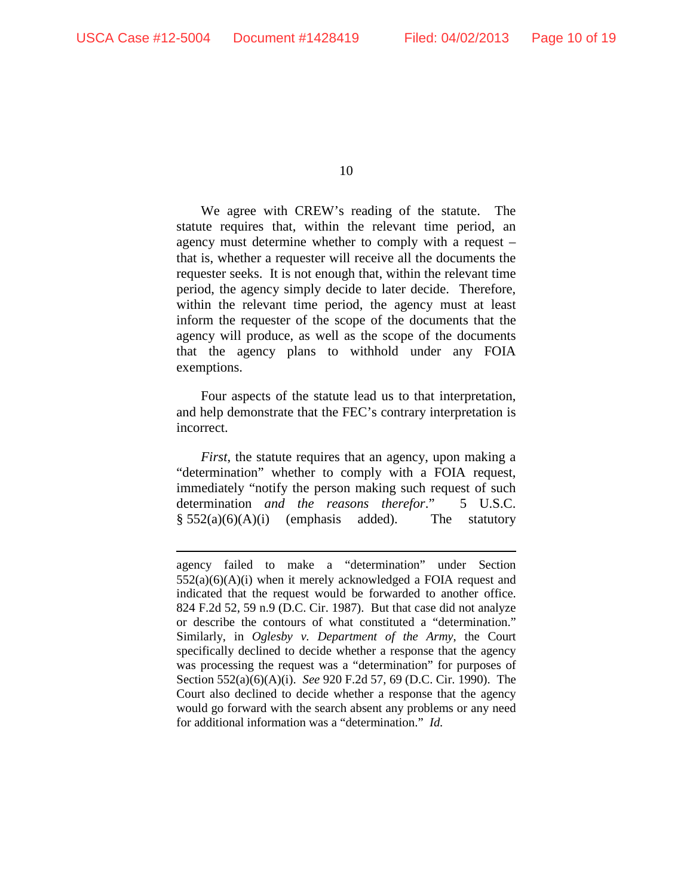We agree with CREW's reading of the statute. The statute requires that, within the relevant time period, an agency must determine whether to comply with a request – that is, whether a requester will receive all the documents the requester seeks. It is not enough that, within the relevant time period, the agency simply decide to later decide. Therefore, within the relevant time period, the agency must at least inform the requester of the scope of the documents that the agency will produce, as well as the scope of the documents that the agency plans to withhold under any FOIA exemptions.

Four aspects of the statute lead us to that interpretation, and help demonstrate that the FEC's contrary interpretation is incorrect.

*First*, the statute requires that an agency, upon making a "determination" whether to comply with a FOIA request, immediately "notify the person making such request of such determination *and the reasons therefor*." 5 U.S.C. § 552(a)(6)(A)(i) (emphasis added). The statutory

---

agency failed to make a "determination" under Section 552(a)(6)(A)(i) when it merely acknowledged a FOIA request and indicated that the request would be forwarded to another office. 824 F.2d 52, 59 n.9 (D.C. Cir. 1987). But that case did not analyze or describe the contours of what constituted a "determination." Similarly, in *Oglesby v. Department of the Army*, the Court specifically declined to decide whether a response that the agency was processing the request was a "determination" for purposes of Section 552(a)(6)(A)(i). *See* 920 F.2d 57, 69 (D.C. Cir. 1990). The Court also declined to decide whether a response that the agency would go forward with the search absent any problems or any need for additional information was a "determination." *Id.*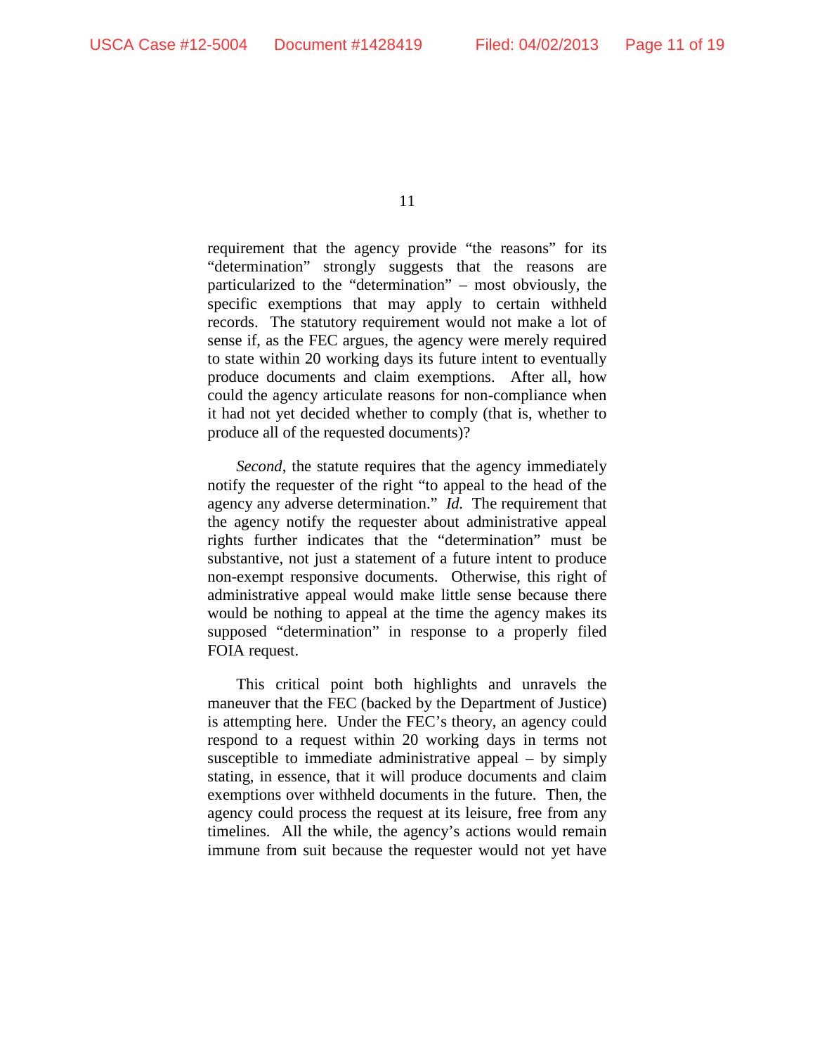requirement that the agency provide "the reasons" for its "determination" strongly suggests that the reasons are particularized to the "determination" – most obviously, the specific exemptions that may apply to certain withheld records. The statutory requirement would not make a lot of sense if, as the FEC argues, the agency were merely required to state within 20 working days its future intent to eventually produce documents and claim exemptions. After all, how could the agency articulate reasons for non-compliance when it had not yet decided whether to comply (that is, whether to produce all of the requested documents)?

*Second*, the statute requires that the agency immediately notify the requester of the right "to appeal to the head of the agency any adverse determination." *Id.* The requirement that the agency notify the requester about administrative appeal rights further indicates that the "determination" must be substantive, not just a statement of a future intent to produce non-exempt responsive documents. Otherwise, this right of administrative appeal would make little sense because there would be nothing to appeal at the time the agency makes its supposed "determination" in response to a properly filed FOIA request.

This critical point both highlights and unravels the maneuver that the FEC (backed by the Department of Justice) is attempting here. Under the FEC's theory, an agency could respond to a request within 20 working days in terms not susceptible to immediate administrative appeal – by simply stating, in essence, that it will produce documents and claim exemptions over withheld documents in the future. Then, the agency could process the request at its leisure, free from any timelines. All the while, the agency's actions would remain immune from suit because the requester would not yet have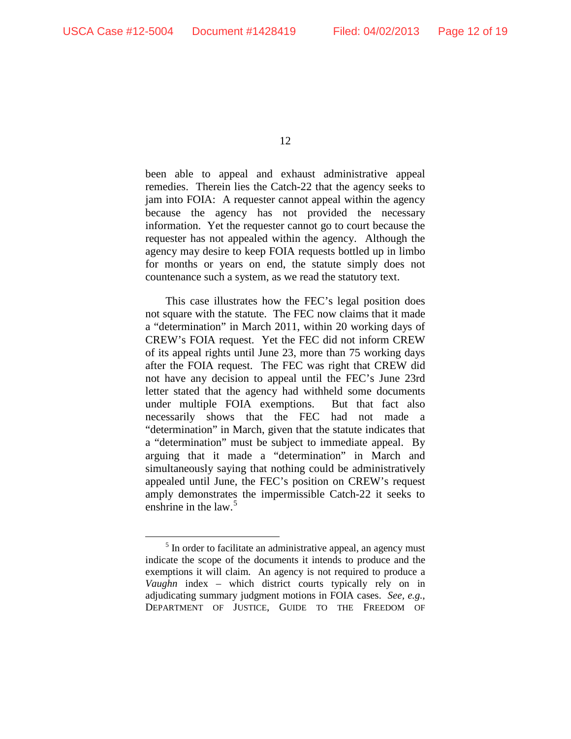been able to appeal and exhaust administrative appeal remedies. Therein lies the Catch-22 that the agency seeks to jam into FOIA: A requester cannot appeal within the agency because the agency has not provided the necessary information. Yet the requester cannot go to court because the requester has not appealed within the agency. Although the agency may desire to keep FOIA requests bottled up in limbo for months or years on end, the statute simply does not countenance such a system, as we read the statutory text.

This case illustrates how the FEC's legal position does not square with the statute. The FEC now claims that it made a "determination" in March 2011, within 20 working days of CREW's FOIA request. Yet the FEC did not inform CREW of its appeal rights until June 23, more than 75 working days after the FOIA request. The FEC was right that CREW did not have any decision to appeal until the FEC's June 23rd letter stated that the agency had withheld some documents under multiple FOIA exemptions. But that fact also necessarily shows that the FEC had not made a "determination" in March, given that the statute indicates that a "determination" must be subject to immediate appeal. By arguing that it made a "determination" in March and simultaneously saying that nothing could be administratively appealed until June, the FEC's position on CREW's request amply demonstrates the impermissible Catch-22 it seeks to enshrine in the law.[5]

---

[5] In order to facilitate an administrative appeal, an agency must indicate the scope of the documents it intends to produce and the exemptions it will claim. An agency is not required to produce a *Vaughn* index – which district courts typically rely on in adjudicating summary judgment motions in FOIA cases. *See, e.g.*, DEPARTMENT OF JUSTICE, GUIDE TO THE FREEDOM OF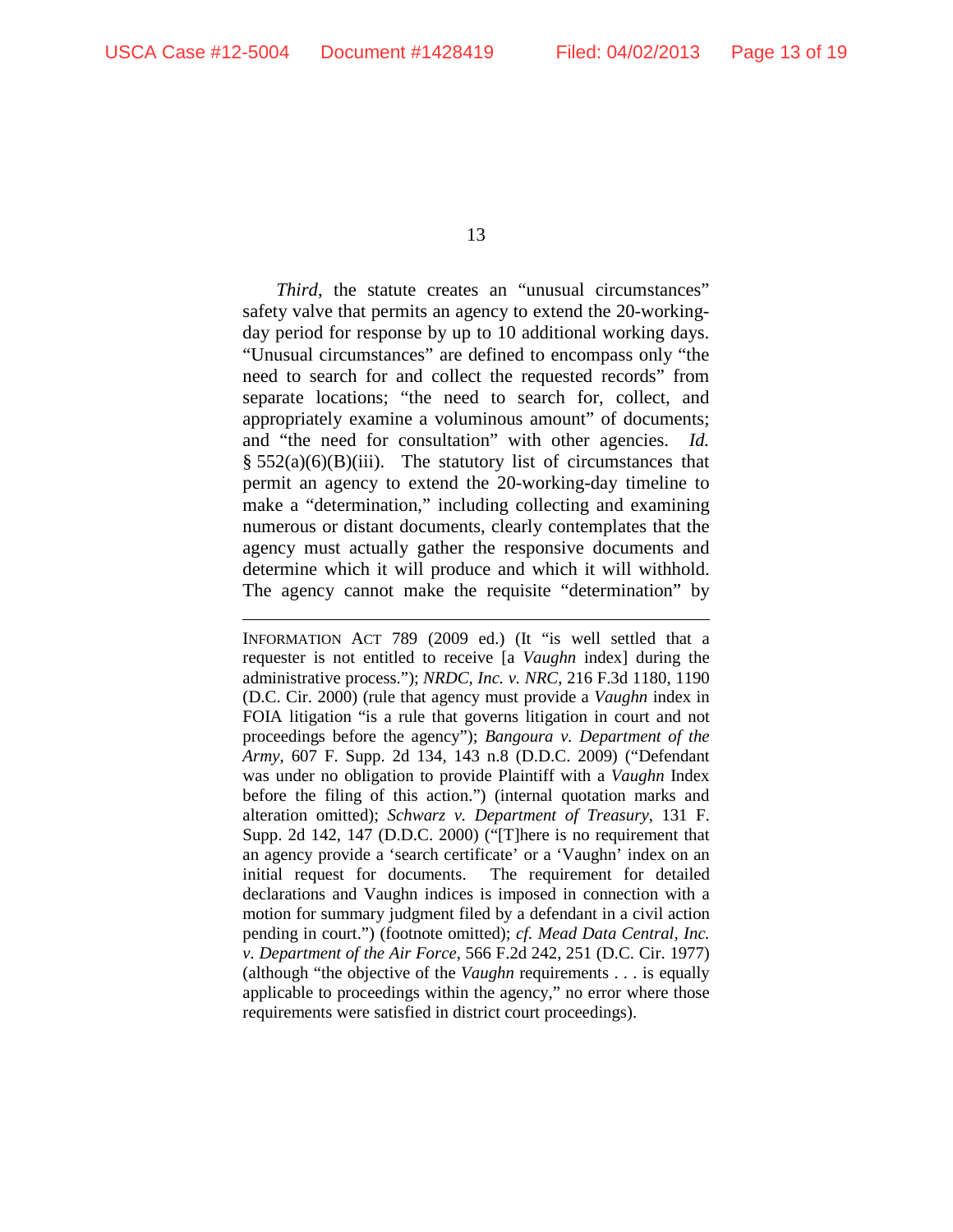*Third*, the statute creates an "unusual circumstances" safety valve that permits an agency to extend the 20-working-day period for response by up to 10 additional working days. "Unusual circumstances" are defined to encompass only "the need to search for and collect the requested records" from separate locations; "the need to search for, collect, and appropriately examine a voluminous amount" of documents; and "the need for consultation" with other agencies. *Id.* § 552(a)(6)(B)(iii). The statutory list of circumstances that permit an agency to extend the 20-working-day timeline to make a "determination," including collecting and examining numerous or distant documents, clearly contemplates that the agency must actually gather the responsive documents and determine which it will produce and which it will withhold. The agency cannot make the requisite "determination" by

---

INFORMATION ACT 789 (2009 ed.) (It "is well settled that a requester is not entitled to receive [a *Vaughn* index] during the administrative process."); *NRDC, Inc. v. NRC*, 216 F.3d 1180, 1190 (D.C. Cir. 2000) (rule that agency must provide a *Vaughn* index in FOIA litigation "is a rule that governs litigation in court and not proceedings before the agency"); *Bangoura v. Department of the Army*, 607 F. Supp. 2d 134, 143 n.8 (D.D.C. 2009) ("Defendant was under no obligation to provide Plaintiff with a *Vaughn* Index before the filing of this action.") (internal quotation marks and alteration omitted); *Schwarz v. Department of Treasury*, 131 F. Supp. 2d 142, 147 (D.D.C. 2000) ("[T]here is no requirement that an agency provide a 'search certificate' or a 'Vaughn' index on an initial request for documents. The requirement for detailed declarations and Vaughn indices is imposed in connection with a motion for summary judgment filed by a defendant in a civil action pending in court.") (footnote omitted); *cf. Mead Data Central, Inc. v. Department of the Air Force*, 566 F.2d 242, 251 (D.C. Cir. 1977) (although "the objective of the *Vaughn* requirements . . . is equally applicable to proceedings within the agency," no error where those requirements were satisfied in district court proceedings).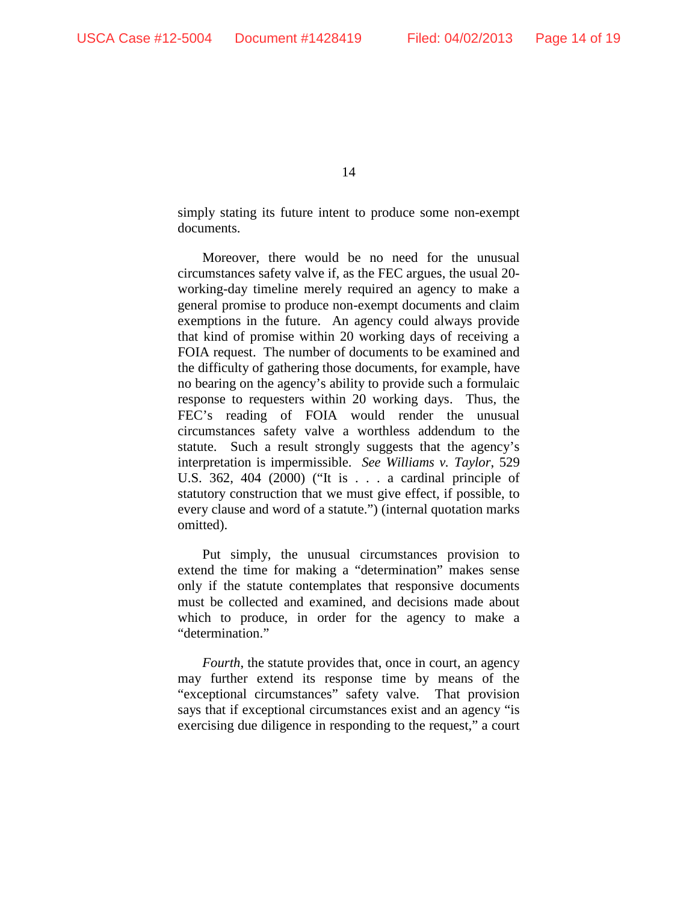simply stating its future intent to produce some non-exempt documents.

Moreover, there would be no need for the unusual circumstances safety valve if, as the FEC argues, the usual 20-working-day timeline merely required an agency to make a general promise to produce non-exempt documents and claim exemptions in the future. An agency could always provide that kind of promise within 20 working days of receiving a FOIA request. The number of documents to be examined and the difficulty of gathering those documents, for example, have no bearing on the agency's ability to provide such a formulaic response to requesters within 20 working days. Thus, the FEC's reading of FOIA would render the unusual circumstances safety valve a worthless addendum to the statute. Such a result strongly suggests that the agency's interpretation is impermissible. *See Williams v. Taylor*, 529 U.S. 362, 404 (2000) ("It is . . . a cardinal principle of statutory construction that we must give effect, if possible, to every clause and word of a statute.") (internal quotation marks omitted).

Put simply, the unusual circumstances provision to extend the time for making a "determination" makes sense only if the statute contemplates that responsive documents must be collected and examined, and decisions made about which to produce, in order for the agency to make a "determination."

*Fourth*, the statute provides that, once in court, an agency may further extend its response time by means of the "exceptional circumstances" safety valve. That provision says that if exceptional circumstances exist and an agency "is exercising due diligence in responding to the request," a court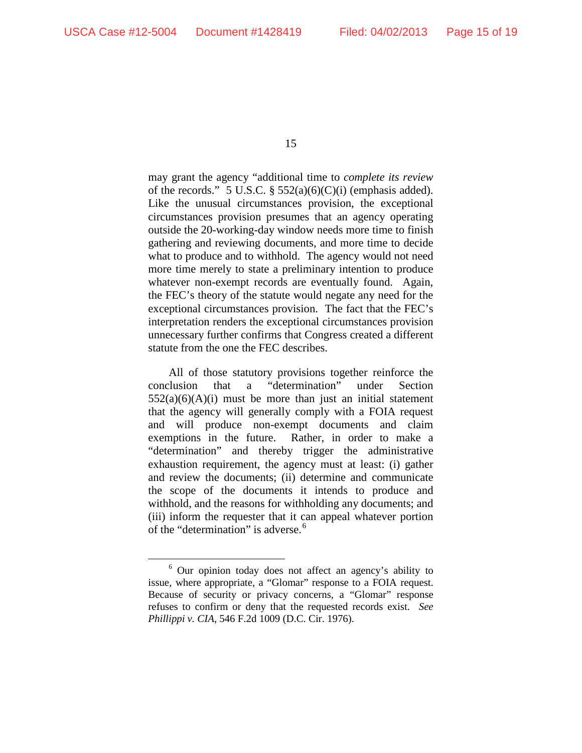may grant the agency "additional time to *complete its review* of the records." 5 U.S.C. § 552(a)(6)(C)(i) (emphasis added). Like the unusual circumstances provision, the exceptional circumstances provision presumes that an agency operating outside the 20-working-day window needs more time to finish gathering and reviewing documents, and more time to decide what to produce and to withhold. The agency would not need more time merely to state a preliminary intention to produce whatever non-exempt records are eventually found. Again, the FEC's theory of the statute would negate any need for the exceptional circumstances provision. The fact that the FEC's interpretation renders the exceptional circumstances provision unnecessary further confirms that Congress created a different statute from the one the FEC describes.

All of those statutory provisions together reinforce the conclusion that a "determination" under Section 552(a)(6)(A)(i) must be more than just an initial statement that the agency will generally comply with a FOIA request and will produce non-exempt documents and claim exemptions in the future. Rather, in order to make a "determination" and thereby trigger the administrative exhaustion requirement, the agency must at least: (i) gather and review the documents; (ii) determine and communicate the scope of the documents it intends to produce and withhold, and the reasons for withholding any documents; and (iii) inform the requester that it can appeal whatever portion of the "determination" is adverse.[6]

---

[6] Our opinion today does not affect an agency's ability to issue, where appropriate, a "Glomar" response to a FOIA request. Because of security or privacy concerns, a "Glomar" response refuses to confirm or deny that the requested records exist. *See Phillippi v. CIA*, 546 F.2d 1009 (D.C. Cir. 1976).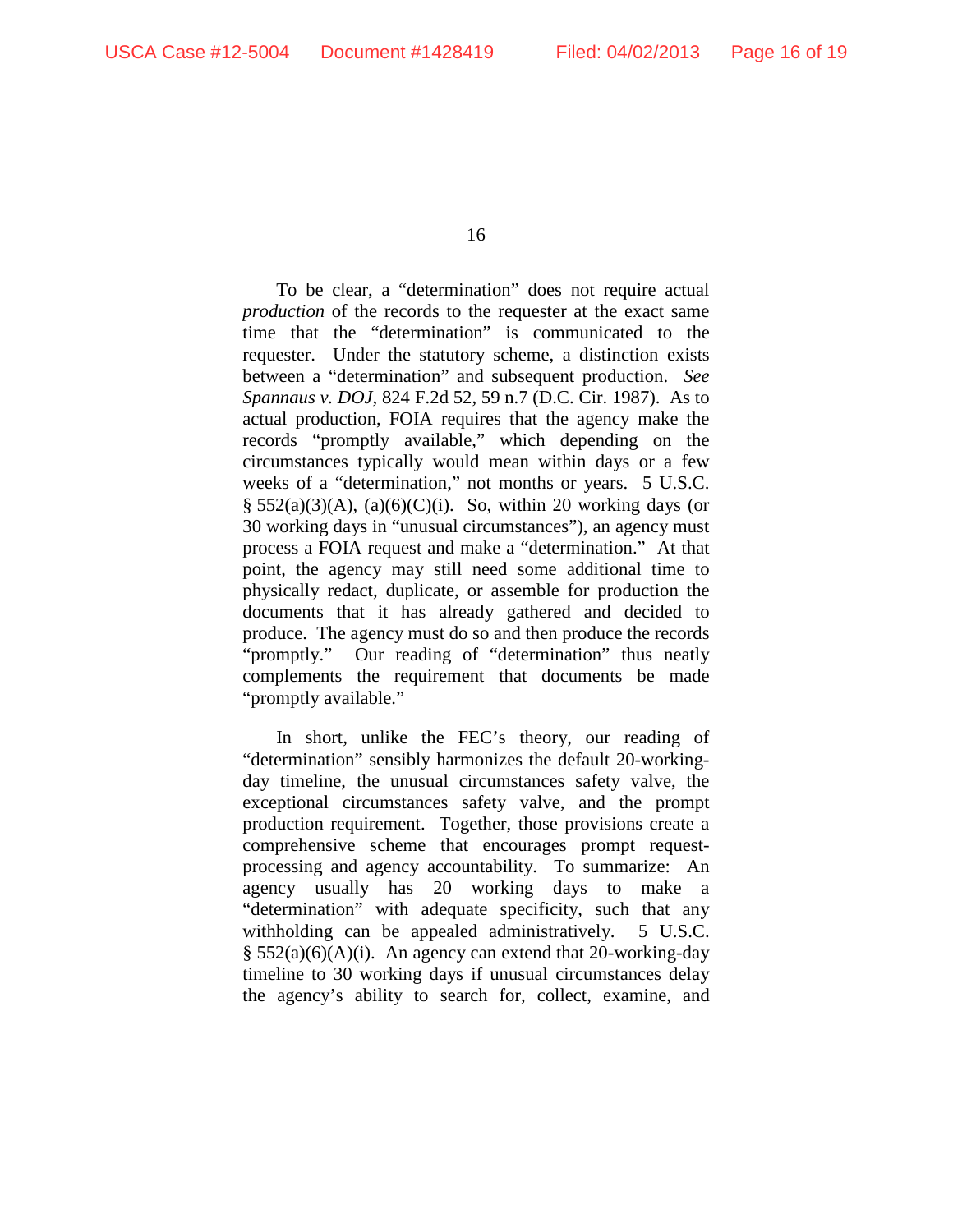To be clear, a "determination" does not require actual *production* of the records to the requester at the exact same time that the "determination" is communicated to the requester. Under the statutory scheme, a distinction exists between a "determination" and subsequent production. *See Spannaus v. DOJ*, 824 F.2d 52, 59 n.7 (D.C. Cir. 1987). As to actual production, FOIA requires that the agency make the records "promptly available," which depending on the circumstances typically would mean within days or a few weeks of a "determination," not months or years. 5 U.S.C. § 552(a)(3)(A), (a)(6)(C)(i). So, within 20 working days (or 30 working days in "unusual circumstances"), an agency must process a FOIA request and make a "determination." At that point, the agency may still need some additional time to physically redact, duplicate, or assemble for production the documents that it has already gathered and decided to produce. The agency must do so and then produce the records "promptly." Our reading of "determination" thus neatly complements the requirement that documents be made "promptly available."

In short, unlike the FEC's theory, our reading of "determination" sensibly harmonizes the default 20-working-day timeline, the unusual circumstances safety valve, the exceptional circumstances safety valve, and the prompt production requirement. Together, those provisions create a comprehensive scheme that encourages prompt request-processing and agency accountability. To summarize: An agency usually has 20 working days to make a "determination" with adequate specificity, such that any withholding can be appealed administratively. 5 U.S.C. § 552(a)(6)(A)(i). An agency can extend that 20-working-day timeline to 30 working days if unusual circumstances delay the agency's ability to search for, collect, examine, and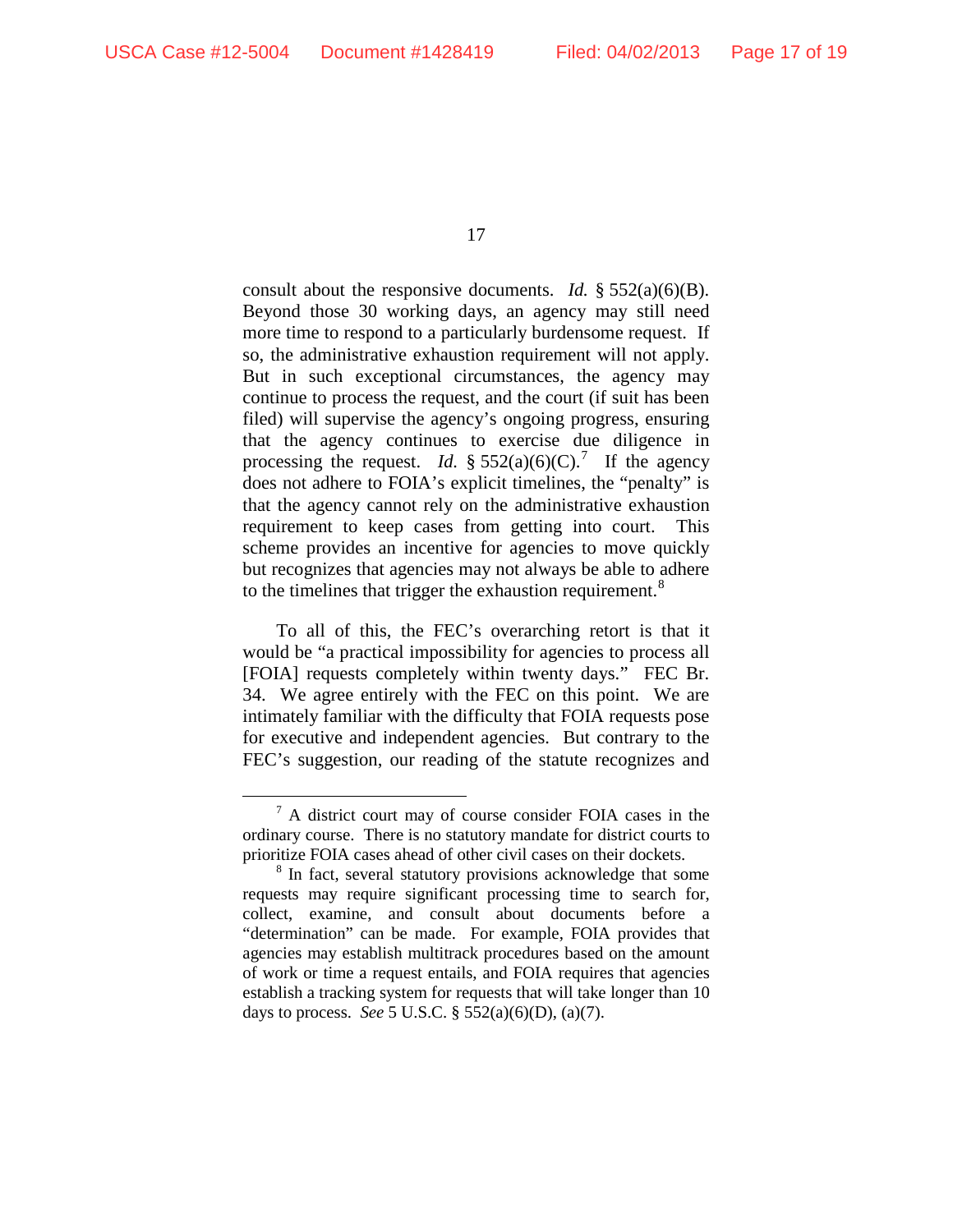consult about the responsive documents. *Id.* § 552(a)(6)(B). Beyond those 30 working days, an agency may still need more time to respond to a particularly burdensome request. If so, the administrative exhaustion requirement will not apply. But in such exceptional circumstances, the agency may continue to process the request, and the court (if suit has been filed) will supervise the agency's ongoing progress, ensuring that the agency continues to exercise due diligence in processing the request. *Id.* § 552(a)(6)(C).[7] If the agency does not adhere to FOIA's explicit timelines, the "penalty" is that the agency cannot rely on the administrative exhaustion requirement to keep cases from getting into court. This scheme provides an incentive for agencies to move quickly but recognizes that agencies may not always be able to adhere to the timelines that trigger the exhaustion requirement.[8]

To all of this, the FEC's overarching retort is that it would be "a practical impossibility for agencies to process all [FOIA] requests completely within twenty days." FEC Br. 34. We agree entirely with the FEC on this point. We are intimately familiar with the difficulty that FOIA requests pose for executive and independent agencies. But contrary to the FEC's suggestion, our reading of the statute recognizes and

---

[7] A district court may of course consider FOIA cases in the ordinary course. There is no statutory mandate for district courts to prioritize FOIA cases ahead of other civil cases on their dockets.

[8] In fact, several statutory provisions acknowledge that some requests may require significant processing time to search for, collect, examine, and consult about documents before a "determination" can be made. For example, FOIA provides that agencies may establish multitrack procedures based on the amount of work or time a request entails, and FOIA requires that agencies establish a tracking system for requests that will take longer than 10 days to process. *See* 5 U.S.C. § 552(a)(6)(D), (a)(7).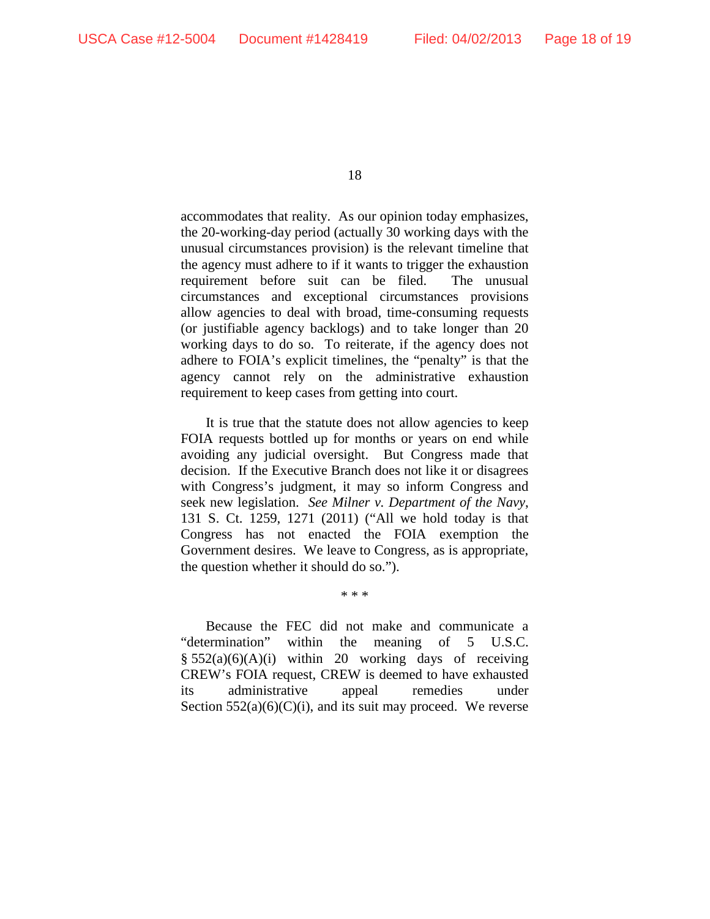accommodates that reality. As our opinion today emphasizes, the 20-working-day period (actually 30 working days with the unusual circumstances provision) is the relevant timeline that the agency must adhere to if it wants to trigger the exhaustion requirement before suit can be filed. The unusual circumstances and exceptional circumstances provisions allow agencies to deal with broad, time-consuming requests (or justifiable agency backlogs) and to take longer than 20 working days to do so. To reiterate, if the agency does not adhere to FOIA's explicit timelines, the "penalty" is that the agency cannot rely on the administrative exhaustion requirement to keep cases from getting into court.

It is true that the statute does not allow agencies to keep FOIA requests bottled up for months or years on end while avoiding any judicial oversight. But Congress made that decision. If the Executive Branch does not like it or disagrees with Congress's judgment, it may so inform Congress and seek new legislation. *See Milner v. Department of the Navy*, 131 S. Ct. 1259, 1271 (2011) ("All we hold today is that Congress has not enacted the FOIA exemption the Government desires. We leave to Congress, as is appropriate, the question whether it should do so.").

\* \* \*

Because the FEC did not make and communicate a "determination" within the meaning of 5 U.S.C. § 552(a)(6)(A)(i) within 20 working days of receiving CREW's FOIA request, CREW is deemed to have exhausted its administrative appeal remedies under Section 552(a)(6)(C)(i), and its suit may proceed. We reverse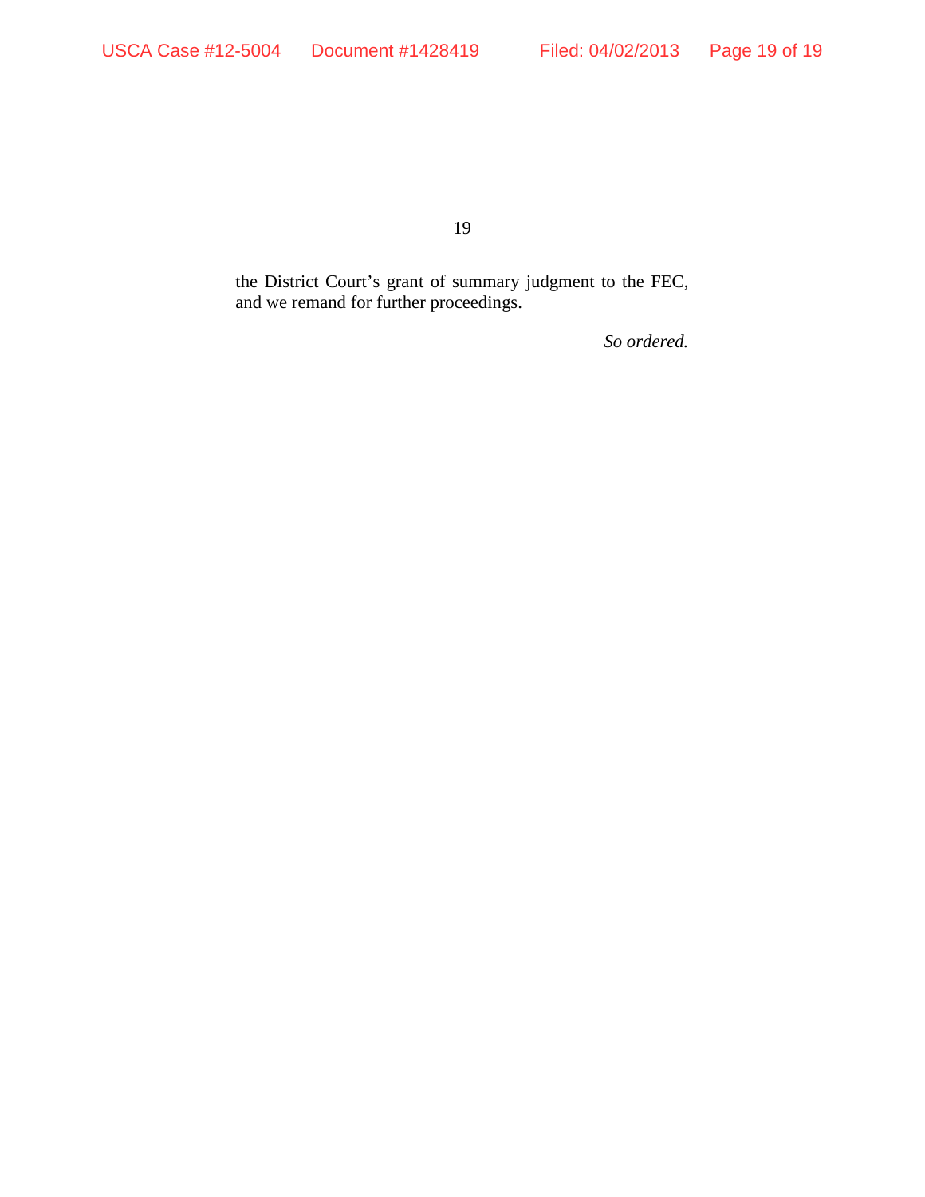the District Court's grant of summary judgment to the FEC, and we remand for further proceedings.

*So ordered.*